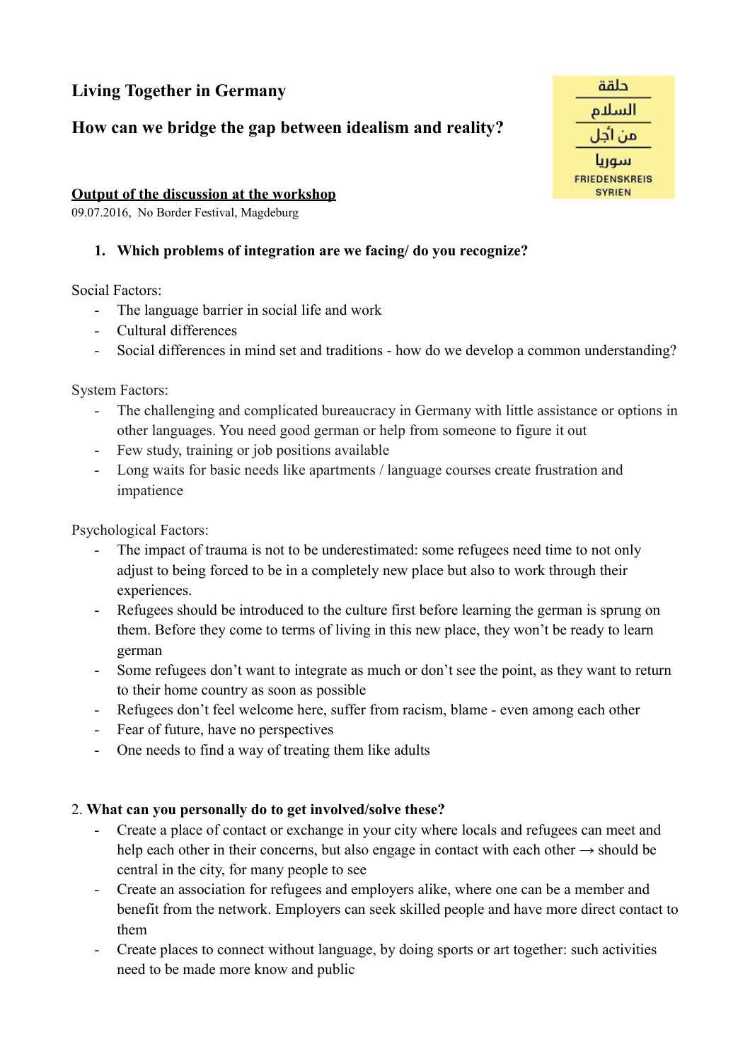# Living Together in Germany

## How can we bridge the gap between idealism and reality?

حلقة
السلام
من أجل
سوريا
FRIEDENSKREIS SYRIEN

**Output of the discussion at the workshop**

09.07.2016, No Border Festival, Magdeburg

1. **Which problems of integration are we facing/ do you recognize?**

Social Factors:

- The language barrier in social life and work
- Cultural differences
- Social differences in mind set and traditions - how do we develop a common understanding?

System Factors:

- The challenging and complicated bureaucracy in Germany with little assistance or options in other languages. You need good german or help from someone to figure it out
- Few study, training or job positions available
- Long waits for basic needs like apartments / language courses create frustration and impatience

Psychological Factors:

- The impact of trauma is not to be underestimated: some refugees need time to not only adjust to being forced to be in a completely new place but also to work through their experiences.
- Refugees should be introduced to the culture first before learning the german is sprung on them. Before they come to terms of living in this new place, they won't be ready to learn german
- Some refugees don't want to integrate as much or don't see the point, as they want to return to their home country as soon as possible
- Refugees don't feel welcome here, suffer from racism, blame - even among each other
- Fear of future, have no perspectives
- One needs to find a way of treating them like adults

2. **What can you personally do to get involved/solve these?**

- Create a place of contact or exchange in your city where locals and refugees can meet and help each other in their concerns, but also engage in contact with each other → should be central in the city, for many people to see
- Create an association for refugees and employers alike, where one can be a member and benefit from the network. Employers can seek skilled people and have more direct contact to them
- Create places to connect without language, by doing sports or art together: such activities need to be made more know and public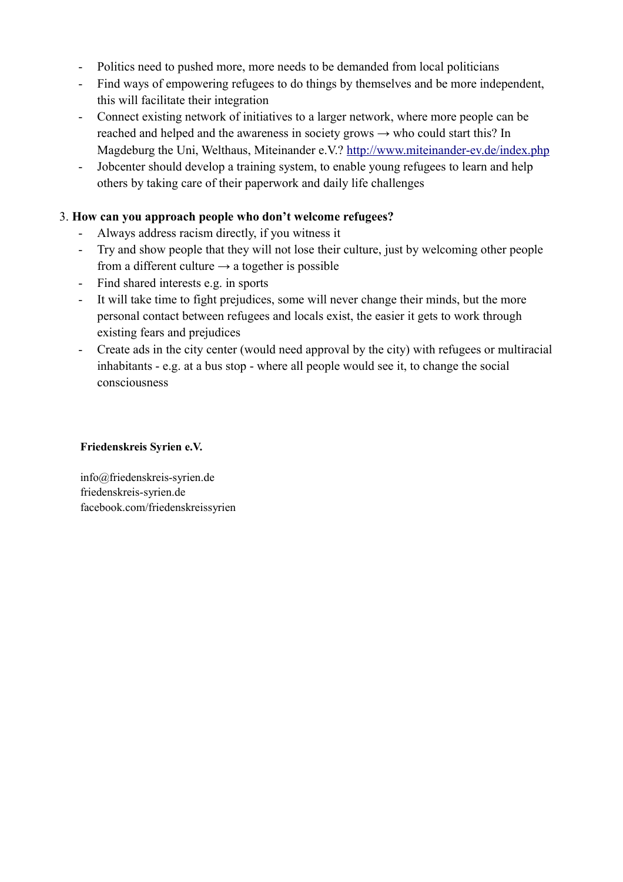- Politics need to pushed more, more needs to be demanded from local politicians
- Find ways of empowering refugees to do things by themselves and be more independent, this will facilitate their integration
- Connect existing network of initiatives to a larger network, where more people can be reached and helped and the awareness in society grows → who could start this? In Magdeburg the Uni, Welthaus, Miteinander e.V.? http://www.miteinander-ev.de/index.php
- Jobcenter should develop a training system, to enable young refugees to learn and help others by taking care of their paperwork and daily life challenges

3. **How can you approach people who don't welcome refugees?**
   - Always address racism directly, if you witness it
   - Try and show people that they will not lose their culture, just by welcoming other people from a different culture → a together is possible
   - Find shared interests e.g. in sports
   - It will take time to fight prejudices, some will never change their minds, but the more personal contact between refugees and locals exist, the easier it gets to work through existing fears and prejudices
   - Create ads in the city center (would need approval by the city) with refugees or multiracial inhabitants - e.g. at a bus stop - where all people would see it, to change the social consciousness

**Friedenskreis Syrien e.V.**

info@friedenskreis-syrien.de
friedenskreis-syrien.de
facebook.com/friedenskreissyrien